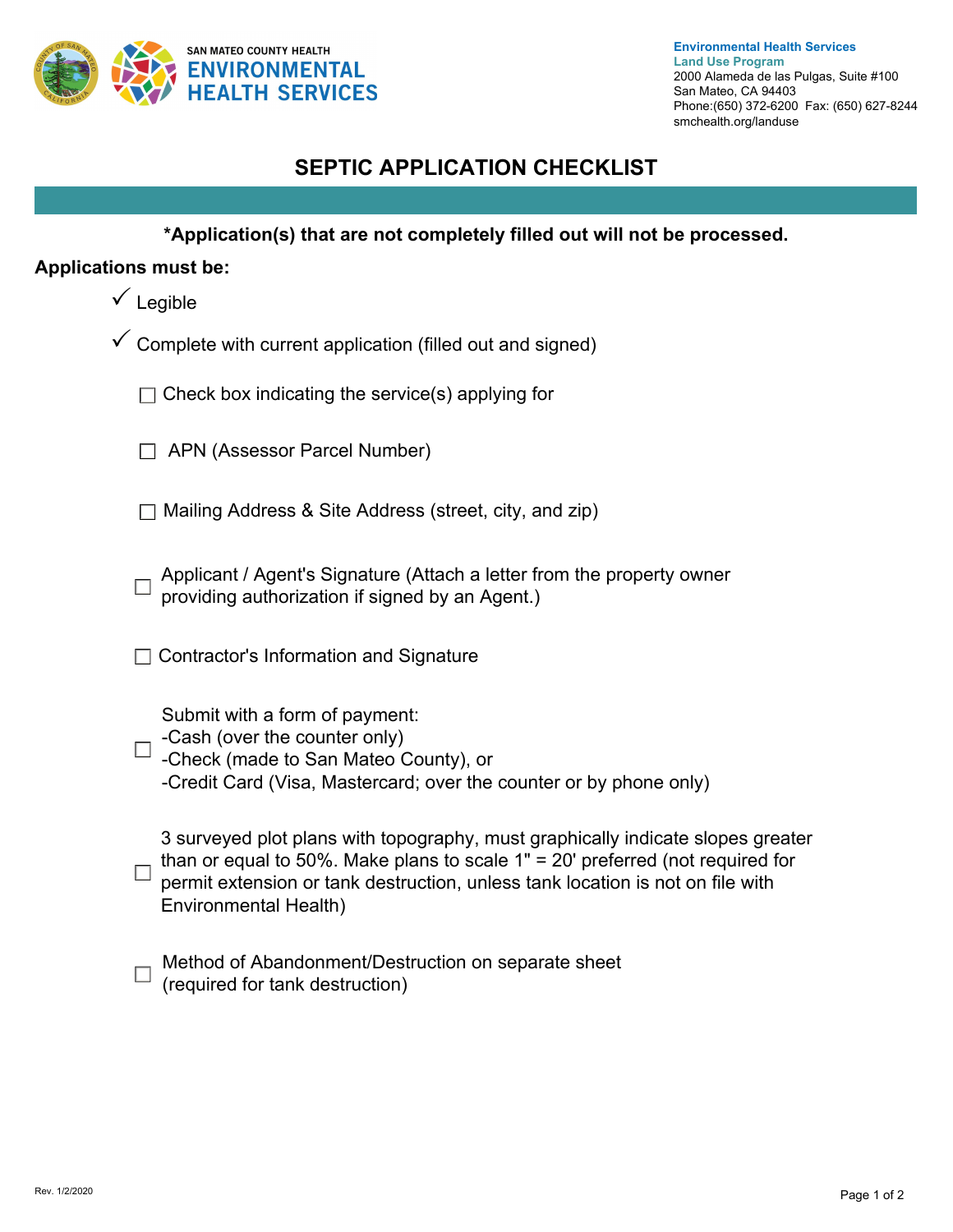SAN MATEO COUNTY HEALTH
**ENVIRONMENTAL HEALTH SERVICES**

**Environmental Health Services**
**Land Use Program**
2000 Alameda de las Pulgas, Suite #100
San Mateo, CA 94403
Phone:(650) 372-6200 Fax: (650) 627-8244
smchealth.org/landuse

# SEPTIC APPLICATION CHECKLIST

**\*Application(s) that are not completely filled out will not be processed.**

**Applications must be:**

✓ Legible

✓ Complete with current application (filled out and signed)

- ☐ Check box indicating the service(s) applying for
- ☐ APN (Assessor Parcel Number)
- ☐ Mailing Address & Site Address (street, city, and zip)
- ☐ Applicant / Agent's Signature (Attach a letter from the property owner providing authorization if signed by an Agent.)
- ☐ Contractor's Information and Signature
- ☐ Submit with a form of payment:
  -Cash (over the counter only)
  -Check (made to San Mateo County), or
  -Credit Card (Visa, Mastercard; over the counter or by phone only)
- ☐ 3 surveyed plot plans with topography, must graphically indicate slopes greater than or equal to 50%. Make plans to scale 1" = 20' preferred (not required for permit extension or tank destruction, unless tank location is not on file with Environmental Health)
- ☐ Method of Abandonment/Destruction on separate sheet (required for tank destruction)

Rev. 1/2/2020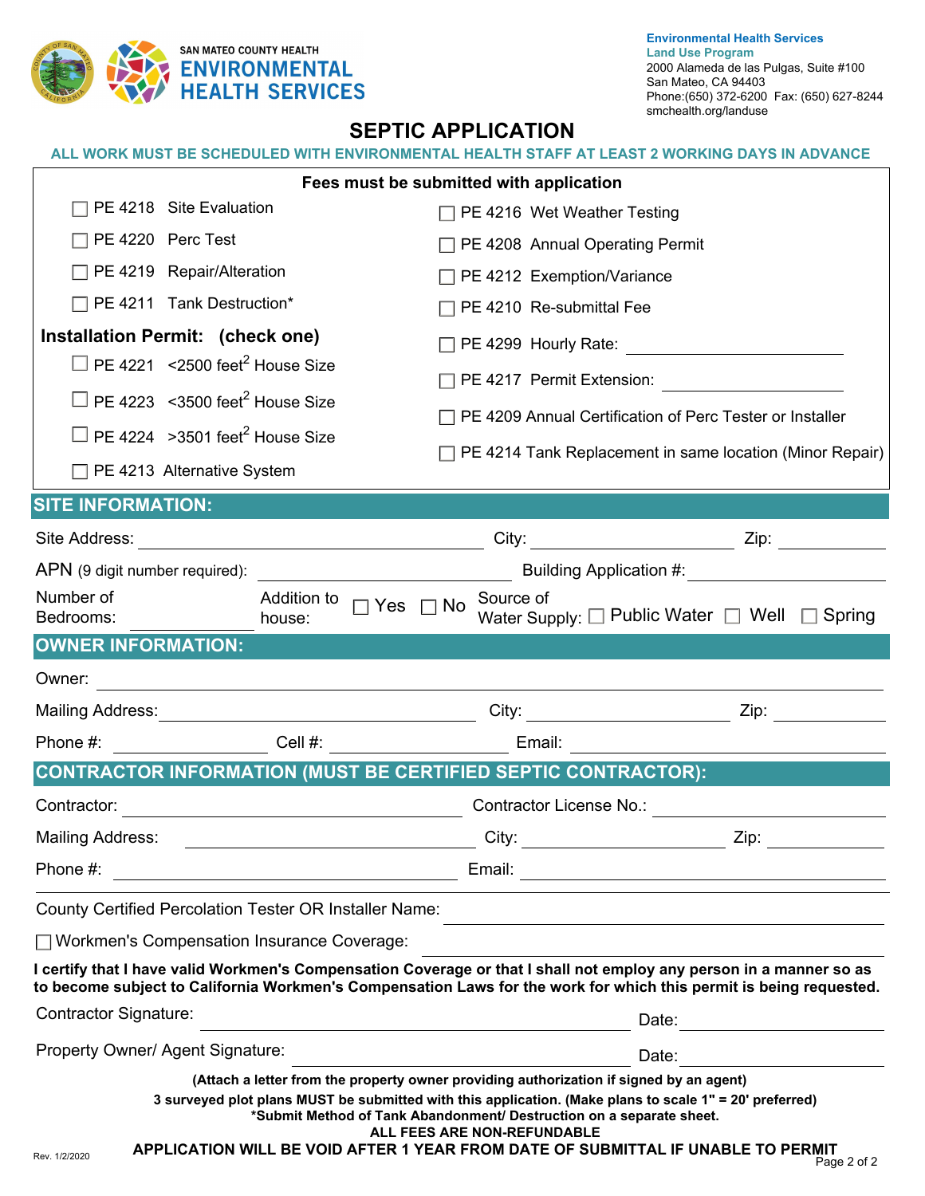SAN MATEO COUNTY HEALTH
**ENVIRONMENTAL HEALTH SERVICES**

**Environmental Health Services**
**Land Use Program**
2000 Alameda de las Pulgas, Suite #100
San Mateo, CA 94403
Phone:(650) 372-6200 Fax: (650) 627-8244
smchealth.org/landuse

# SEPTIC APPLICATION

**ALL WORK MUST BE SCHEDULED WITH ENVIRONMENTAL HEALTH STAFF AT LEAST 2 WORKING DAYS IN ADVANCE**

**Fees must be submitted with application**

- ☐ PE 4218 Site Evaluation
- ☐ PE 4220 Perc Test
- ☐ PE 4219 Repair/Alteration
- ☐ PE 4211 Tank Destruction*

**Installation Permit: (check one)**

- ☐ PE 4221 <2500 feet$^2$ House Size
- ☐ PE 4223 <3500 feet$^2$ House Size
- ☐ PE 4224 >3501 feet$^2$ House Size
- ☐ PE 4213 Alternative System

- ☐ PE 4216 Wet Weather Testing
- ☐ PE 4208 Annual Operating Permit
- ☐ PE 4212 Exemption/Variance
- ☐ PE 4210 Re-submittal Fee
- ☐ PE 4299 Hourly Rate: ____________
- ☐ PE 4217 Permit Extension: ____________
- ☐ PE 4209 Annual Certification of Perc Tester or Installer
- ☐ PE 4214 Tank Replacement in same location (Minor Repair)

## SITE INFORMATION:

Site Address: ______________________ City: ______________ Zip: ________

APN (9 digit number required): ______________ Building Application #: ______________

Number of Bedrooms: ________ Addition to house: ☐ Yes ☐ No Source of Water Supply: ☐ Public Water ☐ Well ☐ Spring

## OWNER INFORMATION:

Owner: ____________________________________________

Mailing Address: ______________________ City: ______________ Zip: ________

Phone #: ______________ Cell #: ______________ Email: ______________

## CONTRACTOR INFORMATION (MUST BE CERTIFIED SEPTIC CONTRACTOR):

Contractor: ______________________ Contractor License No.: ______________

Mailing Address: ______________________ City: ______________ Zip: ________

Phone #: ______________________ Email: ______________________

County Certified Percolation Tester OR Installer Name: ______________________

☐ Workmen's Compensation Insurance Coverage: ______________________

**I certify that I have valid Workmen's Compensation Coverage or that I shall not employ any person in a manner so as to become subject to California Workmen's Compensation Laws for the work for which this permit is being requested.**

Contractor Signature: ______________________ Date: ______________

Property Owner/ Agent Signature: ______________________ Date: ______________

**(Attach a letter from the property owner providing authorization if signed by an agent)**

**3 surveyed plot plans MUST be submitted with this application. (Make plans to scale 1" = 20' preferred)**

**\*Submit Method of Tank Abandonment/ Destruction on a separate sheet.**

**ALL FEES ARE NON-REFUNDABLE**

**APPLICATION WILL BE VOID AFTER 1 YEAR FROM DATE OF SUBMITTAL IF UNABLE TO PERMIT**

Rev. 1/2/2020